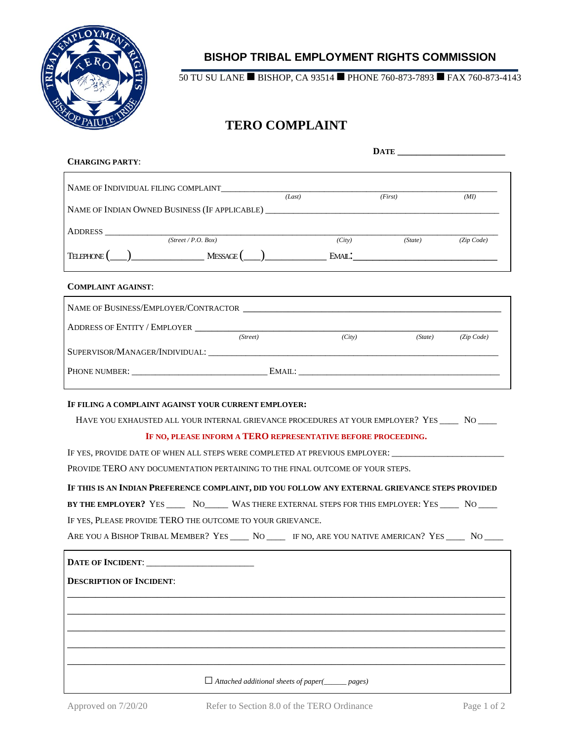## BISHOP TRIBAL EMPLOYMENT RIGHTS COMMISSION

50 TU SU LANE ■ BISHOP, CA 93514 ■ PHONE 760-873-7893 ■ FAX 760-873-4143

# TERO COMPLAINT

**DATE** ______________________

**CHARGING PARTY**:

NAME OF INDIVIDUAL FILING COMPLAINT________________________________________________
*(Last)* *(First)* *(MI)*

NAME OF INDIAN OWNED BUSINESS (IF APPLICABLE) ________________________________________

ADDRESS ______________________________________________________________________
*(Street / P.O. Box)* *(City)* *(State)* *(Zip Code)*

TELEPHONE (___)______________ MESSAGE (___)____________ EMAIL:_____________________________

**COMPLAINT AGAINST**:

NAME OF BUSINESS/EMPLOYER/CONTRACTOR ________________________________________________

ADDRESS OF ENTITY / EMPLOYER ___________________________________________________
*(Street)* *(City)* *(State)* *(Zip Code)*

SUPERVISOR/MANAGER/INDIVIDUAL: ___________________________________________________

PHONE NUMBER: ___________________________ EMAIL: ______________________________________

**IF FILING A COMPLAINT AGAINST YOUR CURRENT EMPLOYER:**

HAVE YOU EXHAUSTED ALL YOUR INTERNAL GRIEVANCE PROCEDURES AT YOUR EMPLOYER? YES ____ NO ____

**IF NO, PLEASE INFORM A TERO REPRESENTATIVE BEFORE PROCEEDING.**

IF YES, PROVIDE DATE OF WHEN ALL STEPS WERE COMPLETED AT PREVIOUS EMPLOYER: ________________________

PROVIDE TERO ANY DOCUMENTATION PERTAINING TO THE FINAL OUTCOME OF YOUR STEPS.

**IF THIS IS AN INDIAN PREFERENCE COMPLAINT, DID YOU FOLLOW ANY EXTERNAL GRIEVANCE STEPS PROVIDED BY THE EMPLOYER?** YES ____ NO_____ WAS THERE EXTERNAL STEPS FOR THIS EMPLOYER: YES ____ NO ____

IF YES, PLEASE PROVIDE TERO THE OUTCOME TO YOUR GRIEVANCE.

ARE YOU A BISHOP TRIBAL MEMBER? YES ____ NO ____ IF NO, ARE YOU NATIVE AMERICAN? YES ____ NO ____

**DATE OF INCIDENT**: ________________________

**DESCRIPTION OF INCIDENT**:

______________________________________________________________________________

______________________________________________________________________________

______________________________________________________________________________

______________________________________________________________________________

______________________________________________________________________________

☐ *Attached additional sheets of paper(______ pages)*

Approved on 7/20/20 Refer to Section 8.0 of the TERO Ordinance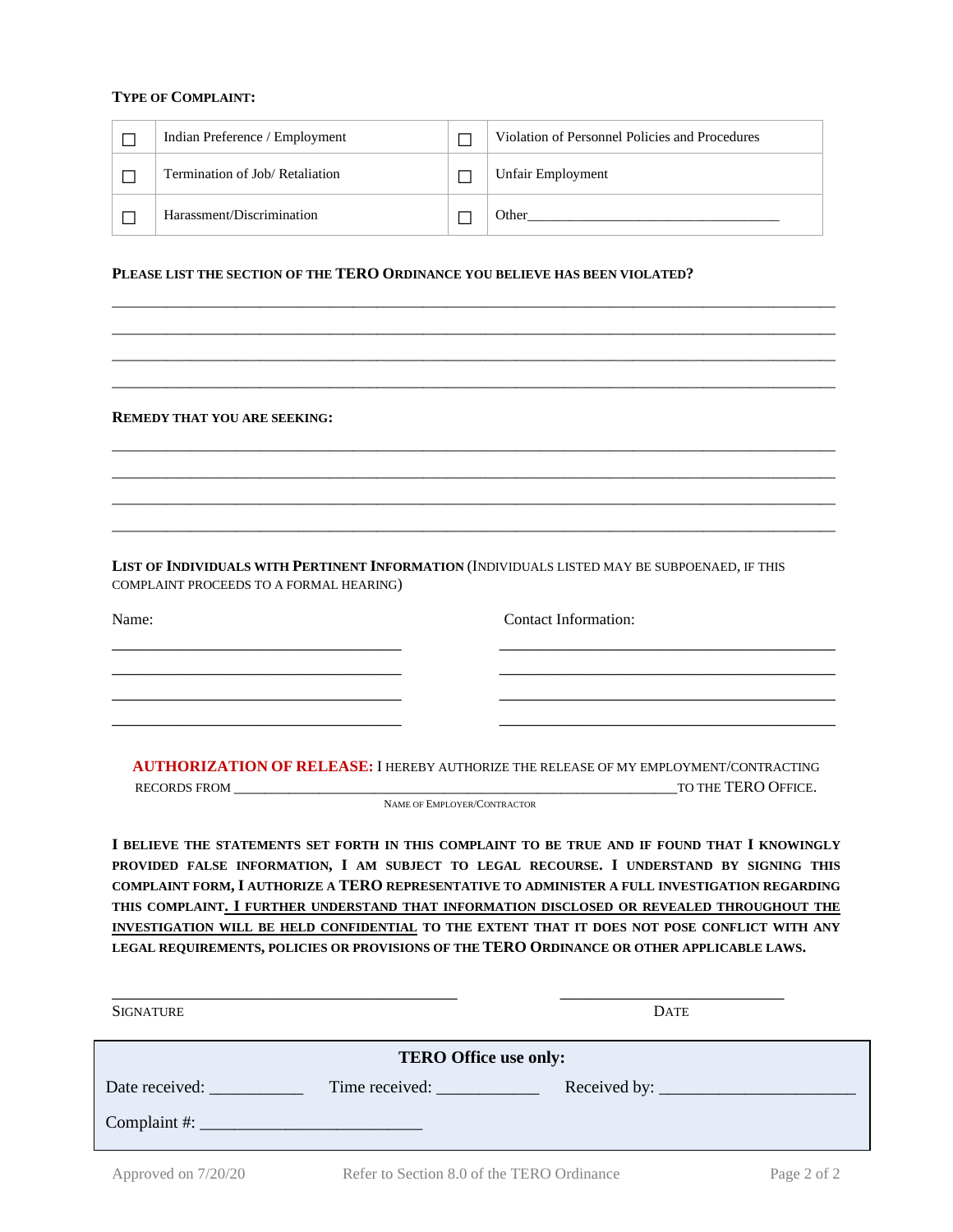**TYPE OF COMPLAINT:**

| | | | |
|---|---|---|---|
| ☐ | Indian Preference / Employment | ☐ | Violation of Personnel Policies and Procedures |
| ☐ | Termination of Job/ Retaliation | ☐ | Unfair Employment |
| ☐ | Harassment/Discrimination | ☐ | Other___________________________________ |

**PLEASE LIST THE SECTION OF THE TERO ORDINANCE YOU BELIEVE HAS BEEN VIOLATED?**

_______________________________________________________________________________________

_______________________________________________________________________________________

_______________________________________________________________________________________

_______________________________________________________________________________________

**REMEDY THAT YOU ARE SEEKING:**

_______________________________________________________________________________________

_______________________________________________________________________________________

_______________________________________________________________________________________

_______________________________________________________________________________________

**LIST OF INDIVIDUALS WITH PERTINENT INFORMATION** (INDIVIDUALS LISTED MAY BE SUBPOENAED, IF THIS COMPLAINT PROCEEDS TO A FORMAL HEARING)

| Name: | Contact Information: |
|---|---|
| ___________________________________ | ________________________________________ |
| ___________________________________ | ________________________________________ |
| ___________________________________ | ________________________________________ |
| ___________________________________ | ________________________________________ |

**AUTHORIZATION OF RELEASE:** I HEREBY AUTHORIZE THE RELEASE OF MY EMPLOYMENT/CONTRACTING RECORDS FROM _____________________________________________________TO THE TERO OFFICE.

NAME OF EMPLOYER/CONTRACTOR

**I BELIEVE THE STATEMENTS SET FORTH IN THIS COMPLAINT TO BE TRUE AND IF FOUND THAT I KNOWINGLY PROVIDED FALSE INFORMATION, I AM SUBJECT TO LEGAL RECOURSE. I UNDERSTAND BY SIGNING THIS COMPLAINT FORM, I AUTHORIZE A TERO REPRESENTATIVE TO ADMINISTER A FULL INVESTIGATION REGARDING THIS COMPLAINT. <u>I FURTHER UNDERSTAND THAT INFORMATION DISCLOSED OR REVEALED THROUGHOUT THE INVESTIGATION WILL BE HELD CONFIDENTIAL</u> TO THE EXTENT THAT IT DOES NOT POSE CONFLICT WITH ANY LEGAL REQUIREMENTS, POLICIES OR PROVISIONS OF THE TERO ORDINANCE OR OTHER APPLICABLE LAWS.**

_________________________________________ ___________________________

SIGNATURE DATE

| **TERO Office use only:** | | |
|---|---|---|
| Date received: __________ | Time received: ___________ | Received by: ______________________ |
| Complaint #: ________________________ | | |

Approved on 7/20/20 Refer to Section 8.0 of the TERO Ordinance